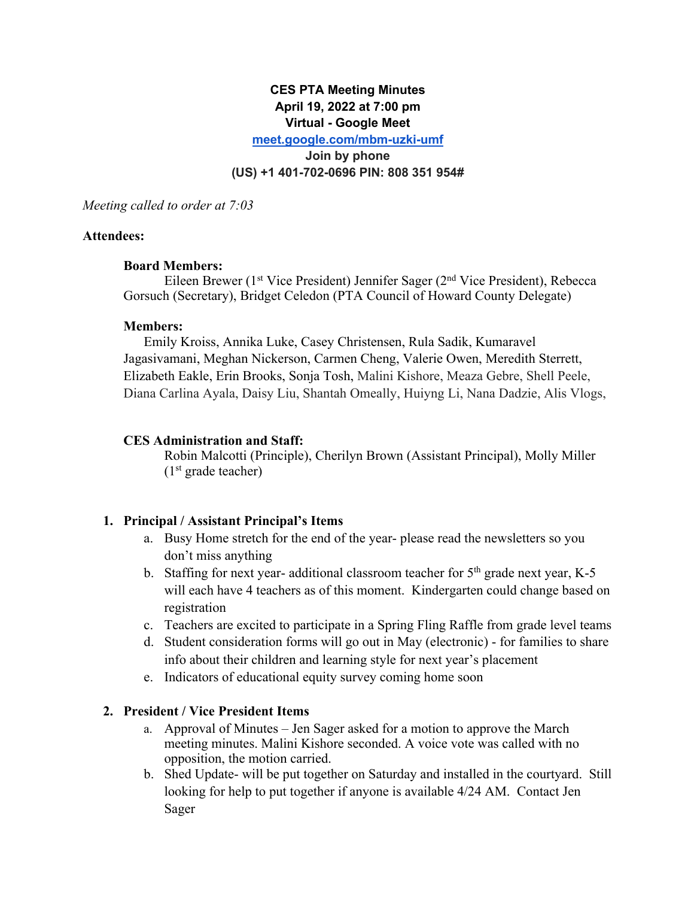**CES PTA Meeting Minutes**
**April 19, 2022 at 7:00 pm**
**Virtual - Google Meet**
**meet.google.com/mbm-uzki-umf**
**Join by phone**
**(US) +1 401-702-0696 PIN: 808 351 954#**

*Meeting called to order at 7:03*

**Attendees:**

**Board Members:**
Eileen Brewer (1st Vice President) Jennifer Sager (2nd Vice President), Rebecca Gorsuch (Secretary), Bridget Celedon (PTA Council of Howard County Delegate)

**Members:**
Emily Kroiss, Annika Luke, Casey Christensen, Rula Sadik, Kumaravel Jagasivamani, Meghan Nickerson, Carmen Cheng, Valerie Owen, Meredith Sterrett, Elizabeth Eakle, Erin Brooks, Sonja Tosh, Malini Kishore, Meaza Gebre, Shell Peele, Diana Carlina Ayala, Daisy Liu, Shantah Omeally, Huiyng Li, Nana Dadzie, Alis Vlogs,

**CES Administration and Staff:**
Robin Malcotti (Principle), Cherilyn Brown (Assistant Principal), Molly Miller (1st grade teacher)

1. **Principal / Assistant Principal's Items**
   a. Busy Home stretch for the end of the year- please read the newsletters so you don't miss anything
   b. Staffing for next year- additional classroom teacher for 5th grade next year, K-5 will each have 4 teachers as of this moment. Kindergarten could change based on registration
   c. Teachers are excited to participate in a Spring Fling Raffle from grade level teams
   d. Student consideration forms will go out in May (electronic) - for families to share info about their children and learning style for next year's placement
   e. Indicators of educational equity survey coming home soon

2. **President / Vice President Items**
   a. Approval of Minutes – Jen Sager asked for a motion to approve the March meeting minutes. Malini Kishore seconded. A voice vote was called with no opposition, the motion carried.
   b. Shed Update- will be put together on Saturday and installed in the courtyard. Still looking for help to put together if anyone is available 4/24 AM. Contact Jen Sager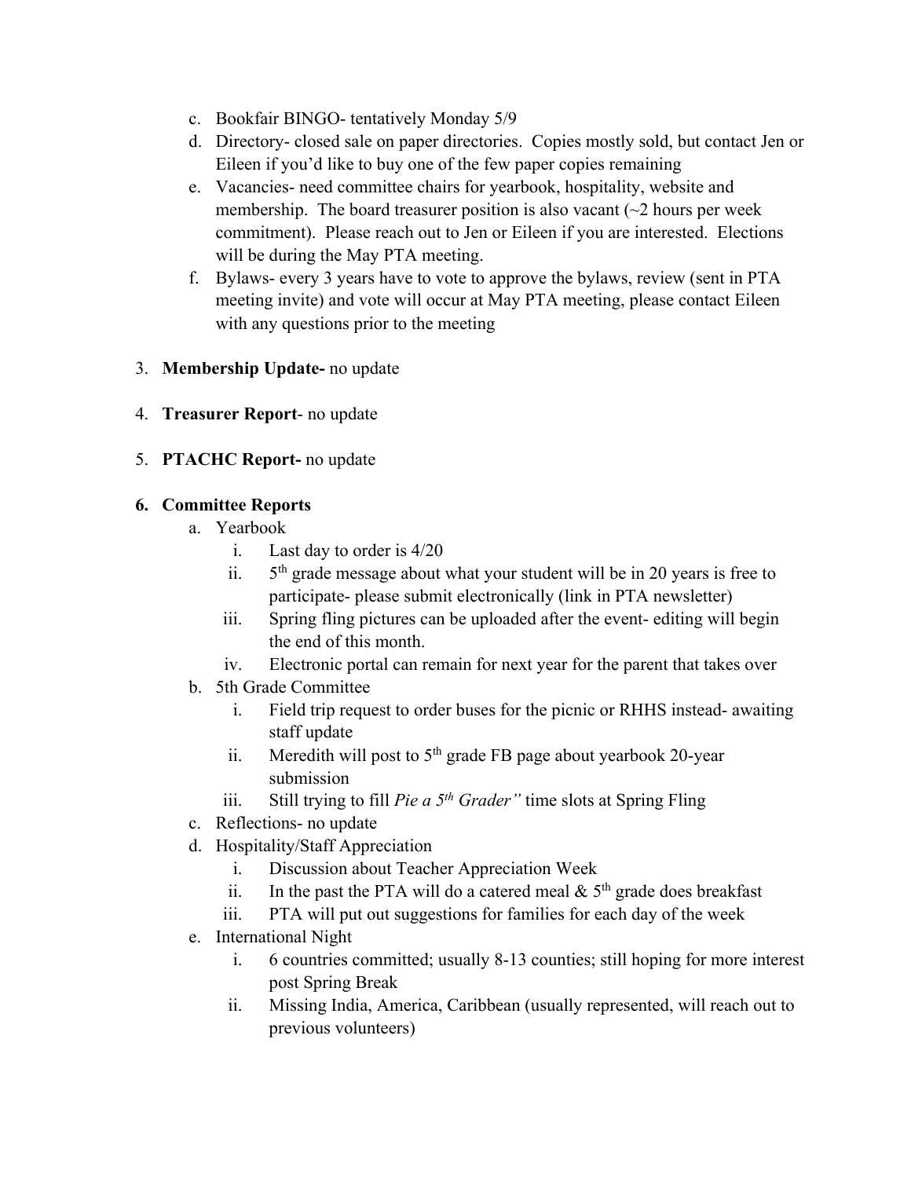c. Bookfair BINGO- tentatively Monday 5/9
d. Directory- closed sale on paper directories. Copies mostly sold, but contact Jen or Eileen if you'd like to buy one of the few paper copies remaining
e. Vacancies- need committee chairs for yearbook, hospitality, website and membership. The board treasurer position is also vacant (~2 hours per week commitment). Please reach out to Jen or Eileen if you are interested. Elections will be during the May PTA meeting.
f. Bylaws- every 3 years have to vote to approve the bylaws, review (sent in PTA meeting invite) and vote will occur at May PTA meeting, please contact Eileen with any questions prior to the meeting

3. **Membership Update-** no update

4. **Treasurer Report**- no update

5. **PTACHC Report-** no update

6. **Committee Reports**
   a. Yearbook
      i. Last day to order is 4/20
      ii. 5th grade message about what your student will be in 20 years is free to participate- please submit electronically (link in PTA newsletter)
      iii. Spring fling pictures can be uploaded after the event- editing will begin the end of this month.
      iv. Electronic portal can remain for next year for the parent that takes over
   b. 5th Grade Committee
      i. Field trip request to order buses for the picnic or RHHS instead- awaiting staff update
      ii. Meredith will post to 5th grade FB page about yearbook 20-year submission
      iii. Still trying to fill *Pie a 5th Grader"* time slots at Spring Fling
   c. Reflections- no update
   d. Hospitality/Staff Appreciation
      i. Discussion about Teacher Appreciation Week
      ii. In the past the PTA will do a catered meal & 5th grade does breakfast
      iii. PTA will put out suggestions for families for each day of the week
   e. International Night
      i. 6 countries committed; usually 8-13 counties; still hoping for more interest post Spring Break
      ii. Missing India, America, Caribbean (usually represented, will reach out to previous volunteers)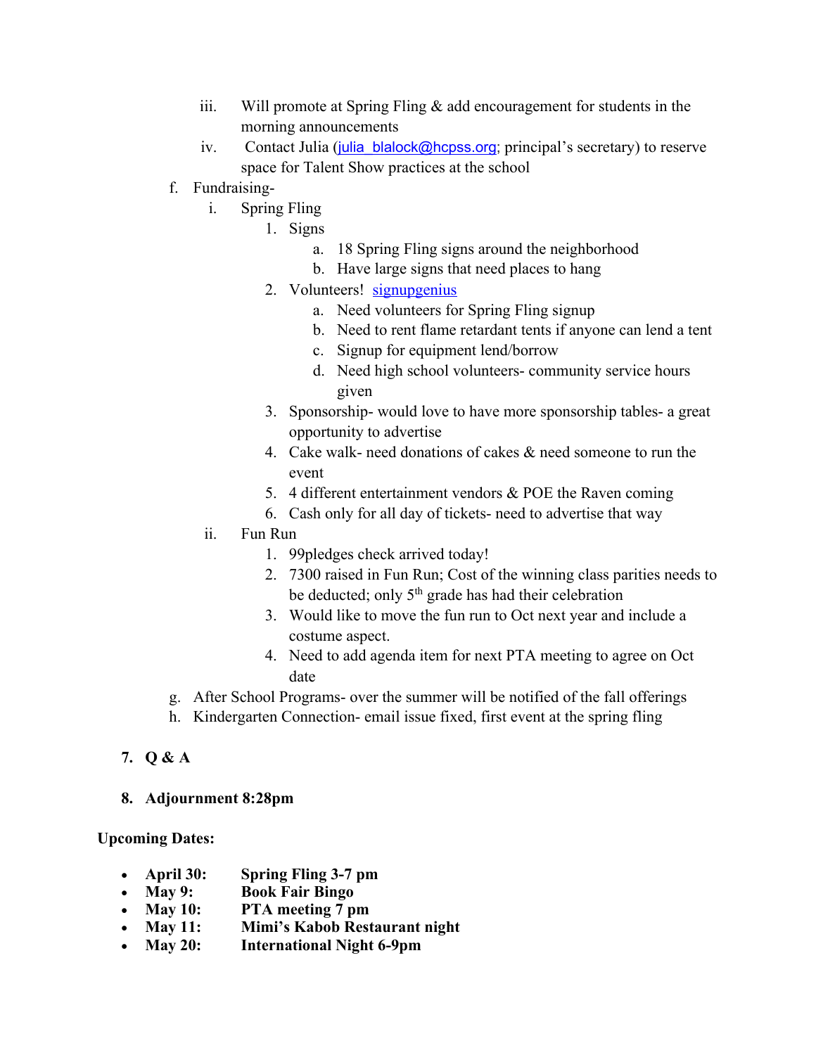- iii. Will promote at Spring Fling & add encouragement for students in the morning announcements
   - iv. Contact Julia (julia_blalock@hcpss.org; principal's secretary) to reserve space for Talent Show practices at the school

f. Fundraising-
   - i. Spring Fling
     1. Signs
        - a. 18 Spring Fling signs around the neighborhood
        - b. Have large signs that need places to hang
     2. Volunteers! signupgenius
        - a. Need volunteers for Spring Fling signup
        - b. Need to rent flame retardant tents if anyone can lend a tent
        - c. Signup for equipment lend/borrow
        - d. Need high school volunteers- community service hours given
     3. Sponsorship- would love to have more sponsorship tables- a great opportunity to advertise
     4. Cake walk- need donations of cakes & need someone to run the event
     5. 4 different entertainment vendors & POE the Raven coming
     6. Cash only for all day of tickets- need to advertise that way
   - ii. Fun Run
     1. 99pledges check arrived today!
     2. 7300 raised in Fun Run; Cost of the winning class parities needs to be deducted; only 5th grade has had their celebration
     3. Would like to move the fun run to Oct next year and include a costume aspect.
     4. Need to add agenda item for next PTA meeting to agree on Oct date

g. After School Programs- over the summer will be notified of the fall offerings

h. Kindergarten Connection- email issue fixed, first event at the spring fling

**7. Q & A**

**8. Adjournment 8:28pm**

**Upcoming Dates:**

- **April 30: Spring Fling 3-7 pm**
- **May 9: Book Fair Bingo**
- **May 10: PTA meeting 7 pm**
- **May 11: Mimi's Kabob Restaurant night**
- **May 20: International Night 6-9pm**